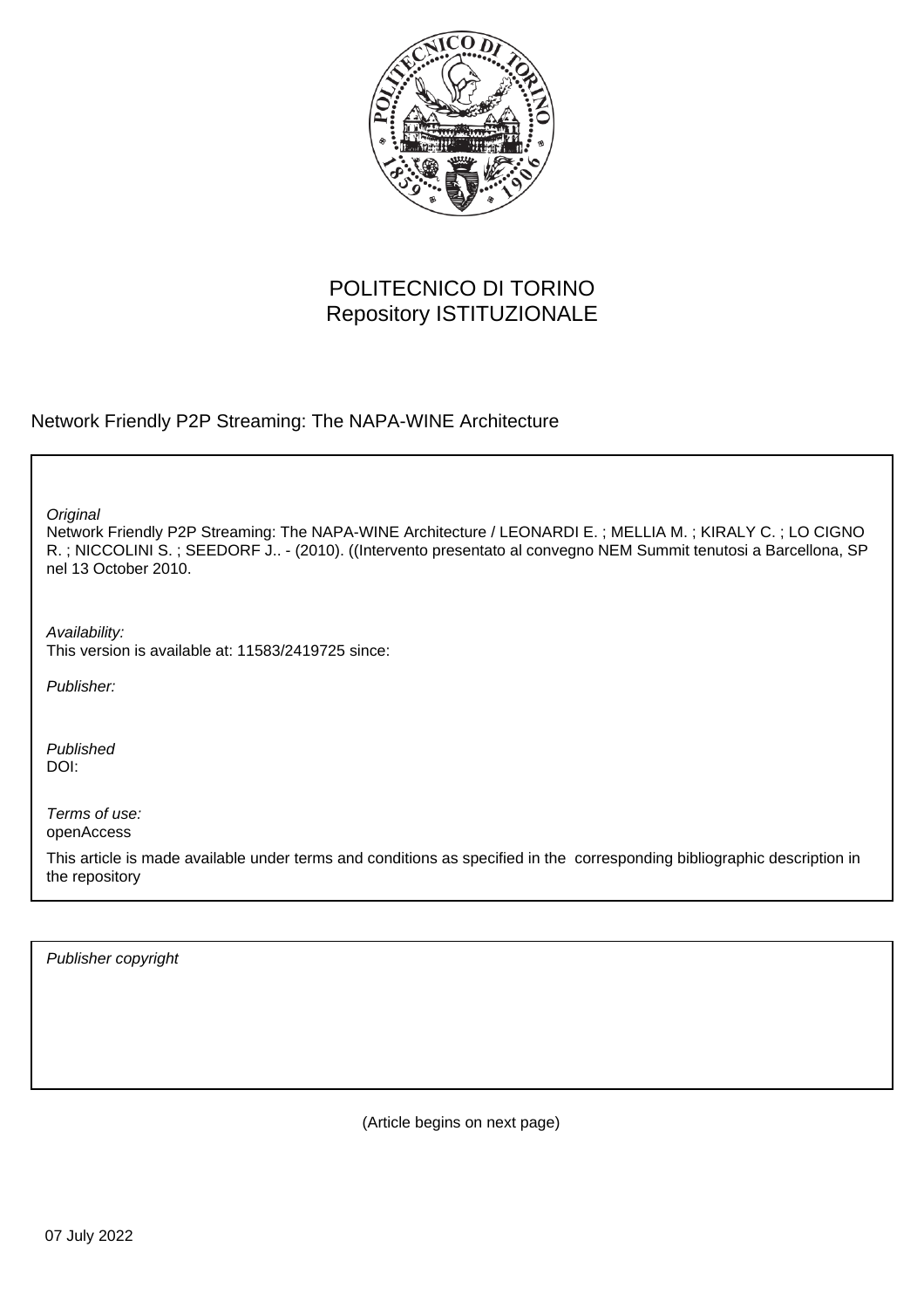POLITECNICO DI TORINO
Repository ISTITUZIONALE

Network Friendly P2P Streaming: The NAPA-WINE Architecture

*Original*
Network Friendly P2P Streaming: The NAPA-WINE Architecture / LEONARDI E. ; MELLIA M. ; KIRALY C. ; LO CIGNO R. ; NICCOLINI S. ; SEEDORF J.. - (2010). ((Intervento presentato al convegno NEM Summit tenutosi a Barcellona, SP nel 13 October 2010.

*Availability:*
This version is available at: 11583/2419725 since:

*Publisher:*

*Published*
DOI:

*Terms of use:*
openAccess

This article is made available under terms and conditions as specified in the corresponding bibliographic description in the repository

*Publisher copyright*

(Article begins on next page)

07 July 2022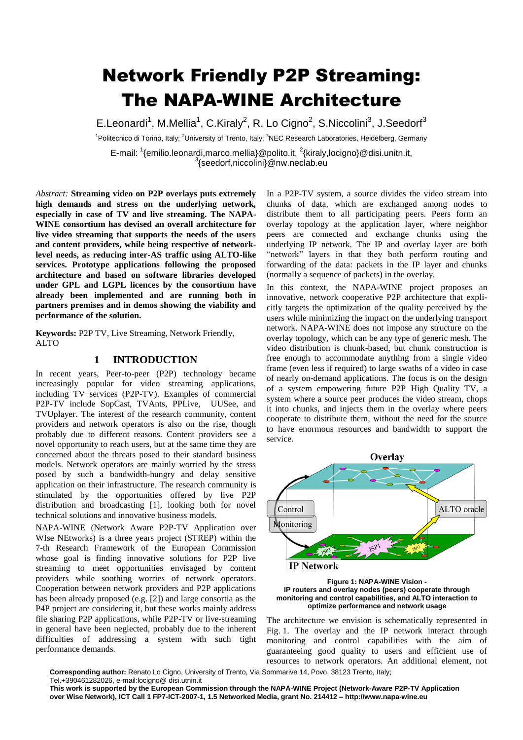# Network Friendly P2P Streaming: The NAPA-WINE Architecture

E.Leonardi[1], M.Mellia[1], C.Kiraly[2], R. Lo Cigno[2], S.Niccolini[3], J.Seedorf[3]

[1]Politecnico di Torino, Italy; [2]University of Trento, Italy; [3]NEC Research Laboratories, Heidelberg, Germany

E-mail: [1]{emilio.leonardi,marco.mellia}@polito.it, [2]{kiraly,locigno}@disi.unitn.it, [3]{seedorf,niccolini}@nw.neclab.eu

*Abstract:* **Streaming video on P2P overlays puts extremely high demands and stress on the underlying network, especially in case of TV and live streaming. The NAPA-WINE consortium has devised an overall architecture for live video streaming that supports the needs of the users and content providers, while being respective of network-level needs, as reducing inter-AS traffic using ALTO-like services. Prototype applications following the proposed architecture and based on software libraries developed under GPL and LGPL licences by the consortium have already been implemented and are running both in partners premises and in demos showing the viability and performance of the solution.**

**Keywords:** P2P TV, Live Streaming, Network Friendly, ALTO

## 1 INTRODUCTION

In recent years, Peer-to-peer (P2P) technology became increasingly popular for video streaming applications, including TV services (P2P-TV). Examples of commercial P2P-TV include SopCast, TVAnts, PPLive, UUSee, and TVUplayer. The interest of the research community, content providers and network operators is also on the rise, though probably due to different reasons. Content providers see a novel opportunity to reach users, but at the same time they are concerned about the threats posed to their standard business models. Network operators are mainly worried by the stress posed by such a bandwidth-hungry and delay sensitive application on their infrastructure. The research community is stimulated by the opportunities offered by live P2P distribution and broadcasting [1], looking both for novel technical solutions and innovative business models.

NAPA-WINE (Network Aware P2P-TV Application over WIse NEtworks) is a three years project (STREP) within the 7-th Research Framework of the European Commission whose goal is finding innovative solutions for P2P live streaming to meet opportunities envisaged by content providers while soothing worries of network operators. Cooperation between network providers and P2P applications has been already proposed (e.g. [2]) and large consortia as the P4P project are considering it, but these works mainly address file sharing P2P applications, while P2P-TV or live-streaming in general have been neglected, probably due to the inherent difficulties of addressing a system with such tight performance demands.

In a P2P-TV system, a source divides the video stream into chunks of data, which are exchanged among nodes to distribute them to all participating peers. Peers form an overlay topology at the application layer, where neighbor peers are connected and exchange chunks using the underlying IP network. The IP and overlay layer are both "network" layers in that they both perform routing and forwarding of the data: packets in the IP layer and chunks (normally a sequence of packets) in the overlay.

In this context, the NAPA-WINE project proposes an innovative, network cooperative P2P architecture that explicitly targets the optimization of the quality perceived by the users while minimizing the impact on the underlying transport network. NAPA-WINE does not impose any structure on the overlay topology, which can be any type of generic mesh. The video distribution is chunk-based, but chunk construction is free enough to accommodate anything from a single video frame (even less if required) to large swaths of a video in case of nearly on-demand applications. The focus is on the design of a system empowering future P2P High Quality TV, a system where a source peer produces the video stream, chops it into chunks, and injects them in the overlay where peers cooperate to distribute them, without the need for the source to have enormous resources and bandwidth to support the service.

**Figure 1: NAPA-WINE Vision - IP routers and overlay nodes (peers) cooperate through monitoring and control capabilities, and ALTO interaction to optimize performance and network usage**

The architecture we envision is schematically represented in Fig. 1. The overlay and the IP network interact through monitoring and control capabilities with the aim of guaranteeing good quality to users and efficient use of resources to network operators. An additional element, not

**Corresponding author:** Renato Lo Cigno, University of Trento, Via Sommarive 14, Povo, 38123 Trento, Italy; Tel.+390461282026, e-mail:locigno@ disi.utnin.it

**This work is supported by the European Commission through the NAPA-WINE Project (Network-Aware P2P-TV Application over Wise Network), ICT Call 1 FP7-ICT-2007-1, 1.5 Networked Media, grant No. 214412 – http://www.napa-wine.eu**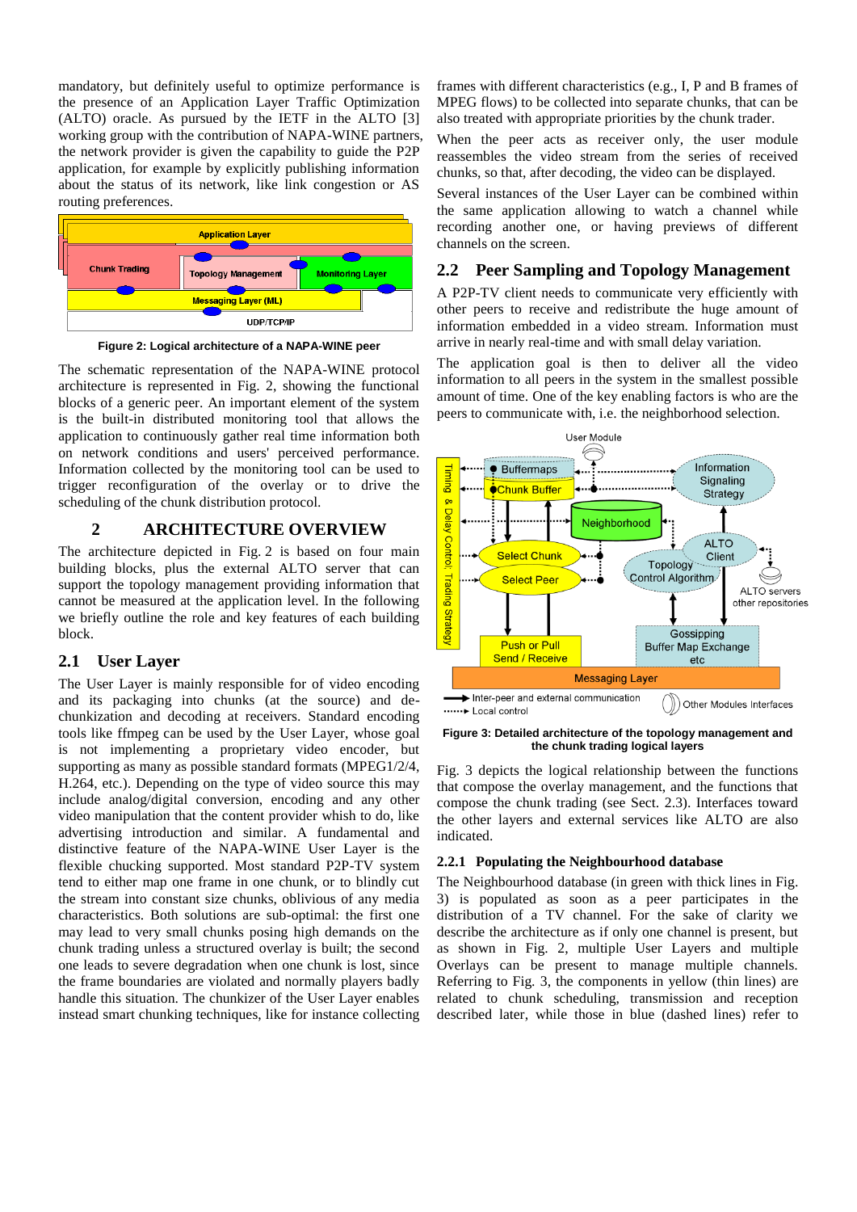mandatory, but definitely useful to optimize performance is the presence of an Application Layer Traffic Optimization (ALTO) oracle. As pursued by the IETF in the ALTO [3] working group with the contribution of NAPA-WINE partners, the network provider is given the capability to guide the P2P application, for example by explicitly publishing information about the status of its network, like link congestion or AS routing preferences.

**Figure 2: Logical architecture of a NAPA-WINE peer**

The schematic representation of the NAPA-WINE protocol architecture is represented in Fig. 2, showing the functional blocks of a generic peer. An important element of the system is the built-in distributed monitoring tool that allows the application to continuously gather real time information both on network conditions and users' perceived performance. Information collected by the monitoring tool can be used to trigger reconfiguration of the overlay or to drive the scheduling of the chunk distribution protocol.

## 2 ARCHITECTURE OVERVIEW

The architecture depicted in Fig. 2 is based on four main building blocks, plus the external ALTO server that can support the topology management providing information that cannot be measured at the application level. In the following we briefly outline the role and key features of each building block.

### 2.1 User Layer

The User Layer is mainly responsible for of video encoding and its packaging into chunks (at the source) and de-chunkization and decoding at receivers. Standard encoding tools like ffmpeg can be used by the User Layer, whose goal is not implementing a proprietary video encoder, but supporting as many as possible standard formats (MPEG1/2/4, H.264, etc.). Depending on the type of video source this may include analog/digital conversion, encoding and any other video manipulation that the content provider whish to do, like advertising introduction and similar. A fundamental and distinctive feature of the NAPA-WINE User Layer is the flexible chucking supported. Most standard P2P-TV system tend to either map one frame in one chunk, or to blindly cut the stream into constant size chunks, oblivious of any media characteristics. Both solutions are sub-optimal: the first one may lead to very small chunks posing high demands on the chunk trading unless a structured overlay is built; the second one leads to severe degradation when one chunk is lost, since the frame boundaries are violated and normally players badly handle this situation. The chunkizer of the User Layer enables instead smart chunking techniques, like for instance collecting frames with different characteristics (e.g., I, P and B frames of MPEG flows) to be collected into separate chunks, that can be also treated with appropriate priorities by the chunk trader.

When the peer acts as receiver only, the user module reassembles the video stream from the series of received chunks, so that, after decoding, the video can be displayed.

Several instances of the User Layer can be combined within the same application allowing to watch a channel while recording another one, or having previews of different channels on the screen.

### 2.2 Peer Sampling and Topology Management

A P2P-TV client needs to communicate very efficiently with other peers to receive and redistribute the huge amount of information embedded in a video stream. Information must arrive in nearly real-time and with small delay variation.

The application goal is then to deliver all the video information to all peers in the system in the smallest possible amount of time. One of the key enabling factors is who are the peers to communicate with, i.e. the neighborhood selection.

**Figure 3: Detailed architecture of the topology management and the chunk trading logical layers**

Fig. 3 depicts the logical relationship between the functions that compose the overlay management, and the functions that compose the chunk trading (see Sect. 2.3). Interfaces toward the other layers and external services like ALTO are also indicated.

#### 2.2.1 Populating the Neighbourhood database

The Neighbourhood database (in green with thick lines in Fig. 3) is populated as soon as a peer participates in the distribution of a TV channel. For the sake of clarity we describe the architecture as if only one channel is present, but as shown in Fig. 2, multiple User Layers and multiple Overlays can be present to manage multiple channels. Referring to Fig. 3, the components in yellow (thin lines) are related to chunk scheduling, transmission and reception described later, while those in blue (dashed lines) refer to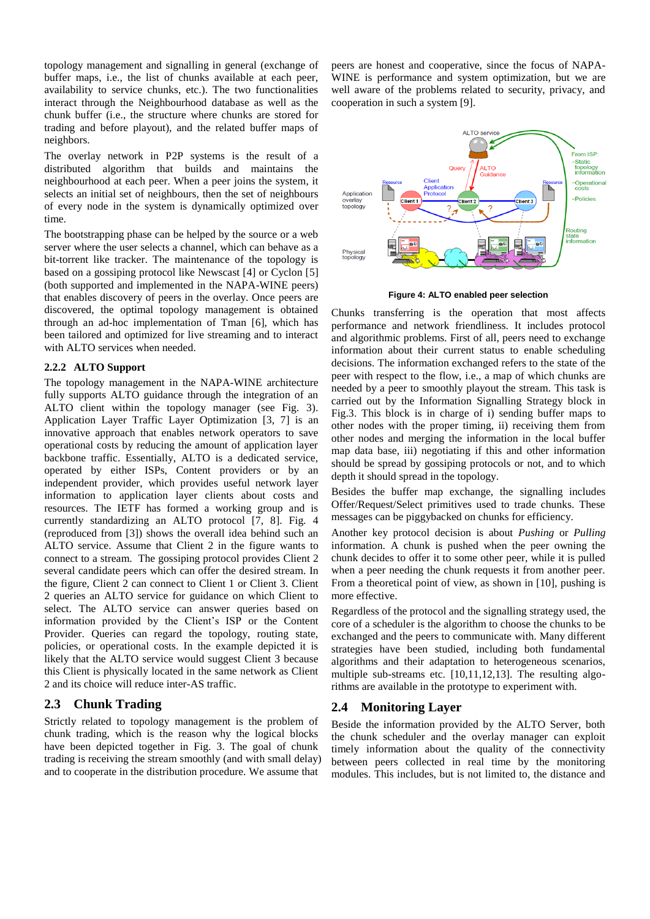topology management and signalling in general (exchange of buffer maps, i.e., the list of chunks available at each peer, availability to service chunks, etc.). The two functionalities interact through the Neighbourhood database as well as the chunk buffer (i.e., the structure where chunks are stored for trading and before playout), and the related buffer maps of neighbors.

The overlay network in P2P systems is the result of a distributed algorithm that builds and maintains the neighbourhood at each peer. When a peer joins the system, it selects an initial set of neighbours, then the set of neighbours of every node in the system is dynamically optimized over time.

The bootstrapping phase can be helped by the source or a web server where the user selects a channel, which can behave as a bit-torrent like tracker. The maintenance of the topology is based on a gossiping protocol like Newscast [4] or Cyclon [5] (both supported and implemented in the NAPA-WINE peers) that enables discovery of peers in the overlay. Once peers are discovered, the optimal topology management is obtained through an ad-hoc implementation of Tman [6], which has been tailored and optimized for live streaming and to interact with ALTO services when needed.

### 2.2.2 ALTO Support

The topology management in the NAPA-WINE architecture fully supports ALTO guidance through the integration of an ALTO client within the topology manager (see Fig. 3). Application Layer Traffic Layer Optimization [3, 7] is an innovative approach that enables network operators to save operational costs by reducing the amount of application layer backbone traffic. Essentially, ALTO is a dedicated service, operated by either ISPs, Content providers or by an independent provider, which provides useful network layer information to application layer clients about costs and resources. The IETF has formed a working group and is currently standardizing an ALTO protocol [7, 8]. Fig. 4 (reproduced from [3]) shows the overall idea behind such an ALTO service. Assume that Client 2 in the figure wants to connect to a stream. The gossiping protocol provides Client 2 several candidate peers which can offer the desired stream. In the figure, Client 2 can connect to Client 1 or Client 3. Client 2 queries an ALTO service for guidance on which Client to select. The ALTO service can answer queries based on information provided by the Client's ISP or the Content Provider. Queries can regard the topology, routing state, policies, or operational costs. In the example depicted it is likely that the ALTO service would suggest Client 3 because this Client is physically located in the same network as Client 2 and its choice will reduce inter-AS traffic.

## 2.3 Chunk Trading

Strictly related to topology management is the problem of chunk trading, which is the reason why the logical blocks have been depicted together in Fig. 3. The goal of chunk trading is receiving the stream smoothly (and with small delay) and to cooperate in the distribution procedure. We assume that peers are honest and cooperative, since the focus of NAPA-WINE is performance and system optimization, but we are well aware of the problems related to security, privacy, and cooperation in such a system [9].

**Figure 4: ALTO enabled peer selection**

Chunks transferring is the operation that most affects performance and network friendliness. It includes protocol and algorithmic problems. First of all, peers need to exchange information about their current status to enable scheduling decisions. The information exchanged refers to the state of the peer with respect to the flow, i.e., a map of which chunks are needed by a peer to smoothly playout the stream. This task is carried out by the Information Signalling Strategy block in Fig.3. This block is in charge of i) sending buffer maps to other nodes with the proper timing, ii) receiving them from other nodes and merging the information in the local buffer map data base, iii) negotiating if this and other information should be spread by gossiping protocols or not, and to which depth it should spread in the topology.

Besides the buffer map exchange, the signalling includes Offer/Request/Select primitives used to trade chunks. These messages can be piggybacked on chunks for efficiency.

Another key protocol decision is about *Pushing* or *Pulling* information. A chunk is pushed when the peer owning the chunk decides to offer it to some other peer, while it is pulled when a peer needing the chunk requests it from another peer. From a theoretical point of view, as shown in [10], pushing is more effective.

Regardless of the protocol and the signalling strategy used, the core of a scheduler is the algorithm to choose the chunks to be exchanged and the peers to communicate with. Many different strategies have been studied, including both fundamental algorithms and their adaptation to heterogeneous scenarios, multiple sub-streams etc. [10,11,12,13]. The resulting algorithms are available in the prototype to experiment with.

## 2.4 Monitoring Layer

Beside the information provided by the ALTO Server, both the chunk scheduler and the overlay manager can exploit timely information about the quality of the connectivity between peers collected in real time by the monitoring modules. This includes, but is not limited to, the distance and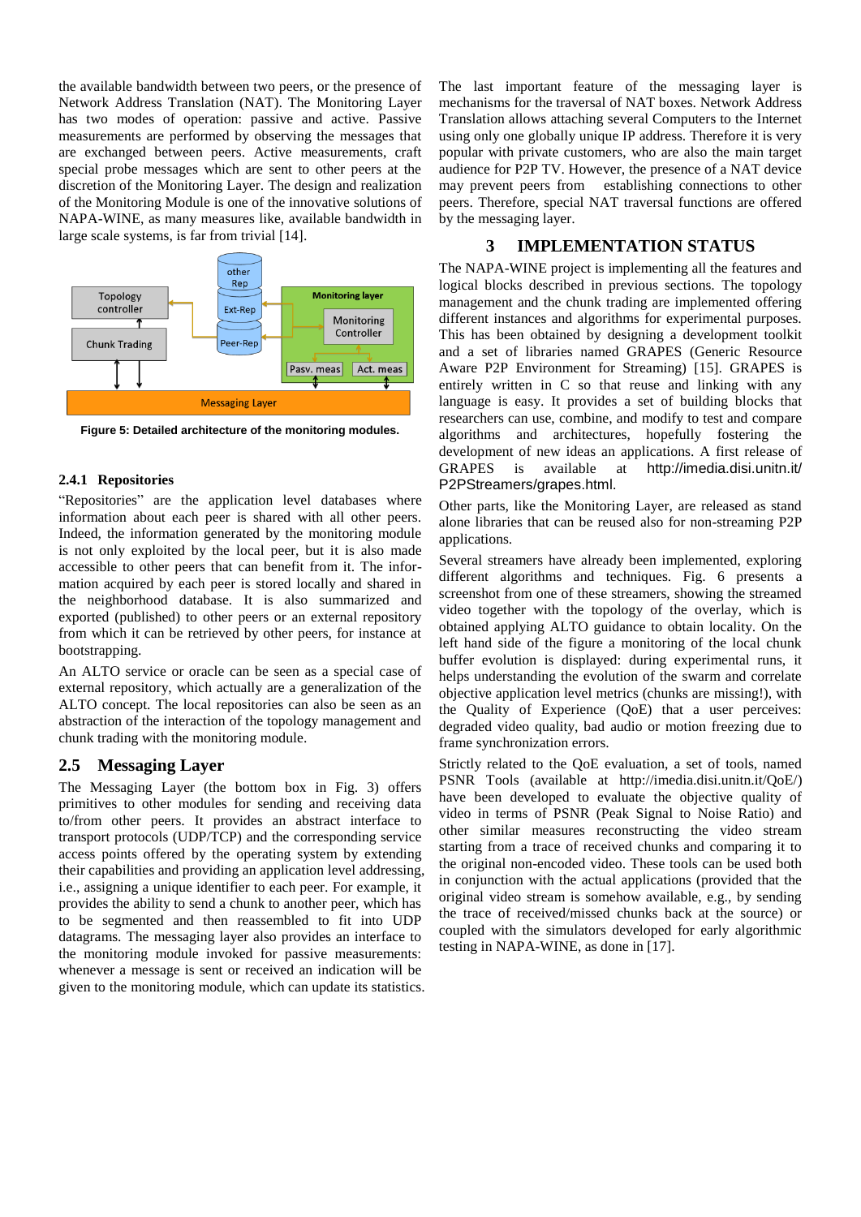the available bandwidth between two peers, or the presence of Network Address Translation (NAT). The Monitoring Layer has two modes of operation: passive and active. Passive measurements are performed by observing the messages that are exchanged between peers. Active measurements, craft special probe messages which are sent to other peers at the discretion of the Monitoring Layer. The design and realization of the Monitoring Module is one of the innovative solutions of NAPA-WINE, as many measures like, available bandwidth in large scale systems, is far from trivial [14].

**Figure 5: Detailed architecture of the monitoring modules.**

### 2.4.1 Repositories

"Repositories" are the application level databases where information about each peer is shared with all other peers. Indeed, the information generated by the monitoring module is not only exploited by the local peer, but it is also made accessible to other peers that can benefit from it. The information acquired by each peer is stored locally and shared in the neighborhood database. It is also summarized and exported (published) to other peers or an external repository from which it can be retrieved by other peers, for instance at bootstrapping.

An ALTO service or oracle can be seen as a special case of external repository, which actually are a generalization of the ALTO concept. The local repositories can also be seen as an abstraction of the interaction of the topology management and chunk trading with the monitoring module.

## 2.5 Messaging Layer

The Messaging Layer (the bottom box in Fig. 3) offers primitives to other modules for sending and receiving data to/from other peers. It provides an abstract interface to transport protocols (UDP/TCP) and the corresponding service access points offered by the operating system by extending their capabilities and providing an application level addressing, i.e., assigning a unique identifier to each peer. For example, it provides the ability to send a chunk to another peer, which has to be segmented and then reassembled to fit into UDP datagrams. The messaging layer also provides an interface to the monitoring module invoked for passive measurements: whenever a message is sent or received an indication will be given to the monitoring module, which can update its statistics.

The last important feature of the messaging layer is mechanisms for the traversal of NAT boxes. Network Address Translation allows attaching several Computers to the Internet using only one globally unique IP address. Therefore it is very popular with private customers, who are also the main target audience for P2P TV. However, the presence of a NAT device may prevent peers from establishing connections to other peers. Therefore, special NAT traversal functions are offered by the messaging layer.

# 3 IMPLEMENTATION STATUS

The NAPA-WINE project is implementing all the features and logical blocks described in previous sections. The topology management and the chunk trading are implemented offering different instances and algorithms for experimental purposes. This has been obtained by designing a development toolkit and a set of libraries named GRAPES (Generic Resource Aware P2P Environment for Streaming) [15]. GRAPES is entirely written in C so that reuse and linking with any language is easy. It provides a set of building blocks that researchers can use, combine, and modify to test and compare algorithms and architectures, hopefully fostering the development of new ideas an applications. A first release of GRAPES is available at http://imedia.disi.unitn.it/P2PStreamers/grapes.html.

Other parts, like the Monitoring Layer, are released as stand alone libraries that can be reused also for non-streaming P2P applications.

Several streamers have already been implemented, exploring different algorithms and techniques. Fig. 6 presents a screenshot from one of these streamers, showing the streamed video together with the topology of the overlay, which is obtained applying ALTO guidance to obtain locality. On the left hand side of the figure a monitoring of the local chunk buffer evolution is displayed: during experimental runs, it helps understanding the evolution of the swarm and correlate objective application level metrics (chunks are missing!), with the Quality of Experience (QoE) that a user perceives: degraded video quality, bad audio or motion freezing due to frame synchronization errors.

Strictly related to the QoE evaluation, a set of tools, named PSNR Tools (available at http://imedia.disi.unitn.it/QoE/) have been developed to evaluate the objective quality of video in terms of PSNR (Peak Signal to Noise Ratio) and other similar measures reconstructing the video stream starting from a trace of received chunks and comparing it to the original non-encoded video. These tools can be used both in conjunction with the actual applications (provided that the original video stream is somehow available, e.g., by sending the trace of received/missed chunks back at the source) or coupled with the simulators developed for early algorithmic testing in NAPA-WINE, as done in [17].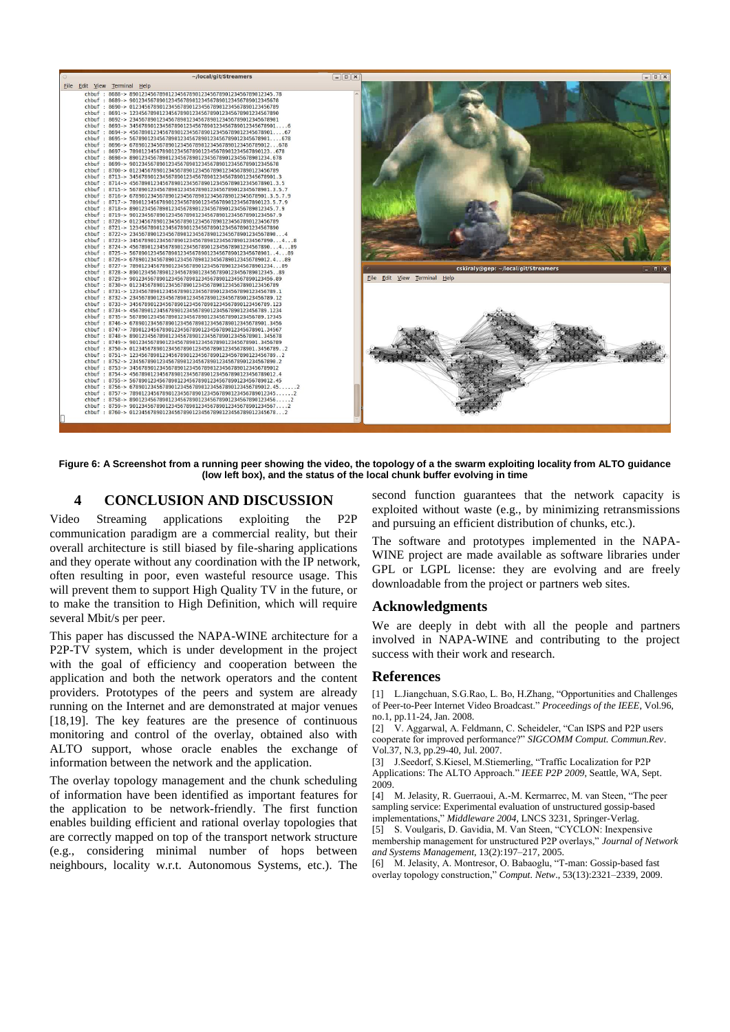**Figure 6: A Screenshot from a running peer showing the video, the topology of a the swarm exploiting locality from ALTO guidance (low left box), and the status of the local chunk buffer evolving in time**

## 4 CONCLUSION AND DISCUSSION

Video Streaming applications exploiting the P2P communication paradigm are a commercial reality, but their overall architecture is still biased by file-sharing applications and they operate without any coordination with the IP network, often resulting in poor, even wasteful resource usage. This will prevent them to support High Quality TV in the future, or to make the transition to High Definition, which will require several Mbit/s per peer.

This paper has discussed the NAPA-WINE architecture for a P2P-TV system, which is under development in the project with the goal of efficiency and cooperation between the application and both the network operators and the content providers. Prototypes of the peers and system are already running on the Internet and are demonstrated at major venues [18,19]. The key features are the presence of continuous monitoring and control of the overlay, obtained also with ALTO support, whose oracle enables the exchange of information between the network and the application.

The overlay topology management and the chunk scheduling of information have been identified as important features for the application to be network-friendly. The first function enables building efficient and rational overlay topologies that are correctly mapped on top of the transport network structure (e.g., considering minimal number of hops between neighbours, locality w.r.t. Autonomous Systems, etc.). The second function guarantees that the network capacity is exploited without waste (e.g., by minimizing retransmissions and pursuing an efficient distribution of chunks, etc.).

The software and prototypes implemented in the NAPA-WINE project are made available as software libraries under GPL or LGPL license: they are evolving and are freely downloadable from the project or partners web sites.

## Acknowledgments

We are deeply in debt with all the people and partners involved in NAPA-WINE and contributing to the project success with their work and research.

## References

[1] L.Jiangchuan, S.G.Rao, L. Bo, H.Zhang, "Opportunities and Challenges of Peer-to-Peer Internet Video Broadcast." *Proceedings of the IEEE*, Vol.96, no.1, pp.11-24, Jan. 2008.

[2] V. Aggarwal, A. Feldmann, C. Scheideler, "Can ISPS and P2P users cooperate for improved performance?" *SIGCOMM Comput. Commun.Rev*. Vol.37, N.3, pp.29-40, Jul. 2007.

[3] J.Seedorf, S.Kiesel, M.Stiemerling, "Traffic Localization for P2P Applications: The ALTO Approach." *IEEE P2P 2009*, Seattle, WA, Sept. 2009.

[4] M. Jelasity, R. Guerraoui, A.-M. Kermarrec, M. van Steen, "The peer sampling service: Experimental evaluation of unstructured gossip-based implementations," *Middleware 2004*, LNCS 3231, Springer-Verlag.

[5] S. Voulgaris, D. Gavidia, M. Van Steen, "CYCLON: Inexpensive membership management for unstructured P2P overlays," *Journal of Network and Systems Management*, 13(2):197–217, 2005.

[6] M. Jelasity, A. Montresor, O. Babaoglu, "T-man: Gossip-based fast overlay topology construction," *Comput. Netw*., 53(13):2321–2339, 2009.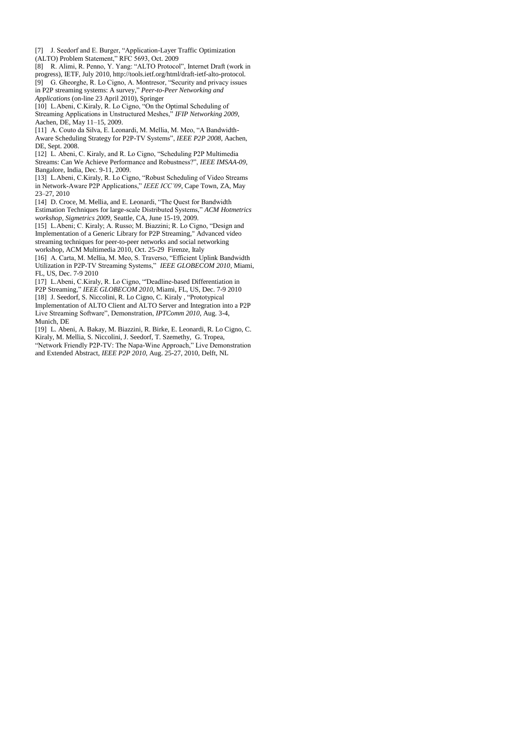[7] J. Seedorf and E. Burger, "Application-Layer Traffic Optimization (ALTO) Problem Statement," RFC 5693, Oct. 2009

[8] R. Alimi, R. Penno, Y. Yang: "ALTO Protocol", Internet Draft (work in progress), IETF, July 2010, http://tools.ietf.org/html/draft-ietf-alto-protocol.

[9] G. Gheorghe, R. Lo Cigno, A. Montresor, "Security and privacy issues in P2P streaming systems: A survey," *Peer-to-Peer Networking and Applications* (on-line 23 April 2010), Springer

[10] L.Abeni, C.Kiraly, R. Lo Cigno, "On the Optimal Scheduling of Streaming Applications in Unstructured Meshes," *IFIP Networking 2009*, Aachen, DE, May 11–15, 2009.

[11] A. Couto da Silva, E. Leonardi, M. Mellia, M. Meo, "A Bandwidth-Aware Scheduling Strategy for P2P-TV Systems", *IEEE P2P 2008*, Aachen, DE, Sept. 2008.

[12] L. Abeni, C. Kiraly, and R. Lo Cigno, "Scheduling P2P Multimedia Streams: Can We Achieve Performance and Robustness?", *IEEE IMSAA-09*, Bangalore, India, Dec. 9-11, 2009.

[13] L.Abeni, C.Kiraly, R. Lo Cigno, "Robust Scheduling of Video Streams in Network-Aware P2P Applications," *IEEE ICC'09*, Cape Town, ZA, May 23–27, 2010

[14] D. Croce, M. Mellia, and E. Leonardi, "The Quest for Bandwidth Estimation Techniques for large-scale Distributed Systems," *ACM Hotmetrics workshop, Sigmetrics 2009*, Seattle, CA, June 15-19, 2009.

[15] L.Abeni; C. Kiraly; A. Russo; M. Biazzini; R. Lo Cigno, "Design and Implementation of a Generic Library for P2P Streaming," Advanced video streaming techniques for peer-to-peer networks and social networking workshop, ACM Multimedia 2010, Oct. 25-29 Firenze, Italy

[16] A. Carta, M. Mellia, M. Meo, S. Traverso, "Efficient Uplink Bandwidth Utilization in P2P-TV Streaming Systems," *IEEE GLOBECOM 2010*, Miami, FL, US, Dec. 7-9 2010

[17] L.Abeni, C.Kiraly, R. Lo Cigno, "'Deadline-based Differentiation in P2P Streaming," *IEEE GLOBECOM 2010*, Miami, FL, US, Dec. 7-9 2010

[18] J. Seedorf, S. Niccolini, R. Lo Cigno, C. Kiraly , "Prototypical Implementation of ALTO Client and ALTO Server and Integration into a P2P Live Streaming Software", Demonstration, *IPTComm 2010*, Aug. 3-4, Munich, DE

[19] L. Abeni, A. Bakay, M. Biazzini, R. Birke, E. Leonardi, R. Lo Cigno, C. Kiraly, M. Mellia, S. Niccolini, J. Seedorf, T. Szemethy, G. Tropea, "Network Friendly P2P-TV: The Napa-Wine Approach," Live Demonstration and Extended Abstract, *IEEE P2P 2010*, Aug. 25-27, 2010, Delft, NL